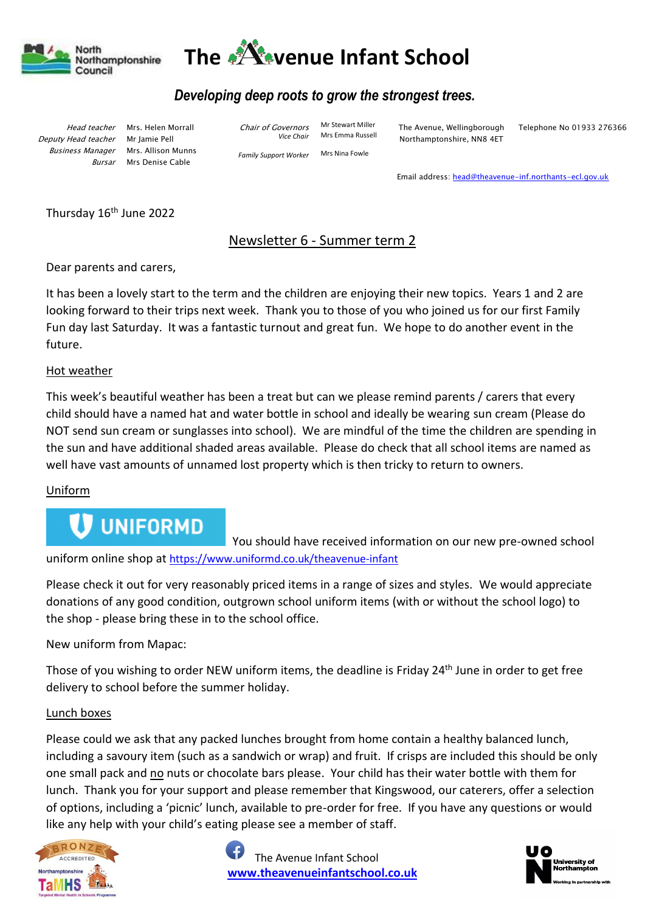North Northamptonshire Council

# The Avenue Infant School

***Developing deep roots to grow the strongest trees.***

*Head teacher* Mrs. Helen Morrall
*Deputy Head teacher* Mr Jamie Pell
*Business Manager* Mrs. Allison Munns
*Bursar* Mrs Denise Cable

*Chair of Governors* Mr Stewart Miller
*Vice Chair* Mrs Emma Russell
*Family Support Worker* Mrs Nina Fowle

The Avenue, Wellingborough
Northamptonshire, NN8 4ET

Telephone No 01933 276366

Email address: head@theavenue-inf.northants-ecl.gov.uk

Thursday 16th June 2022

## Newsletter 6 - Summer term 2

Dear parents and carers,

It has been a lovely start to the term and the children are enjoying their new topics. Years 1 and 2 are looking forward to their trips next week. Thank you to those of you who joined us for our first Family Fun day last Saturday. It was a fantastic turnout and great fun. We hope to do another event in the future.

### Hot weather

This week's beautiful weather has been a treat but can we please remind parents / carers that every child should have a named hat and water bottle in school and ideally be wearing sun cream (Please do NOT send sun cream or sunglasses into school). We are mindful of the time the children are spending in the sun and have additional shaded areas available. Please do check that all school items are named as well have vast amounts of unnamed lost property which is then tricky to return to owners.

### Uniform

UNIFORMD You should have received information on our new pre-owned school uniform online shop at https://www.uniformd.co.uk/theavenue-infant

Please check it out for very reasonably priced items in a range of sizes and styles. We would appreciate donations of any good condition, outgrown school uniform items (with or without the school logo) to the shop - please bring these in to the school office.

New uniform from Mapac:

Those of you wishing to order NEW uniform items, the deadline is Friday 24th June in order to get free delivery to school before the summer holiday.

### Lunch boxes

Please could we ask that any packed lunches brought from home contain a healthy balanced lunch, including a savoury item (such as a sandwich or wrap) and fruit. If crisps are included this should be only one small pack and no nuts or chocolate bars please. Your child has their water bottle with them for lunch. Thank you for your support and please remember that Kingswood, our caterers, offer a selection of options, including a 'picnic' lunch, available to pre-order for free. If you have any questions or would like any help with your child's eating please see a member of staff.

The Avenue Infant School
www.theavenueinfantschool.co.uk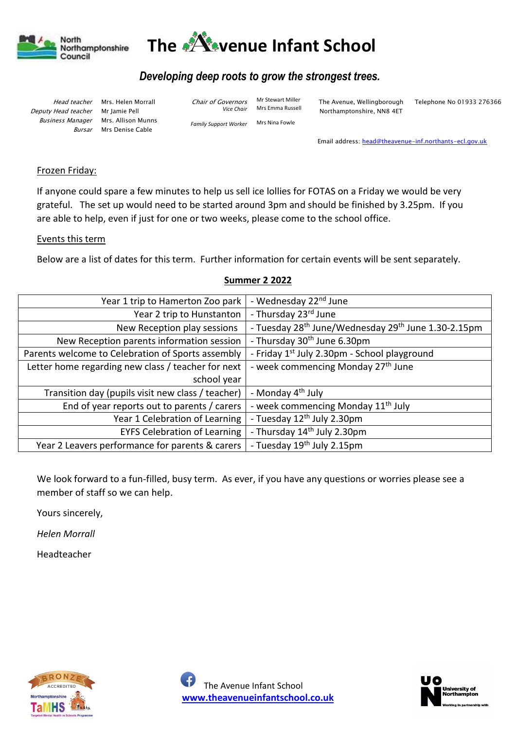# The Avenue Infant School

*Developing deep roots to grow the strongest trees.*

*Head teacher* Mrs. Helen Morrall
*Deputy Head teacher* Mr Jamie Pell
*Business Manager* Mrs. Allison Munns
*Bursar* Mrs Denise Cable

*Chair of Governors* Mr Stewart Miller
*Vice Chair* Mrs Emma Russell
*Family Support Worker* Mrs Nina Fowle

The Avenue, Wellingborough
Northamptonshire, NN8 4ET

Telephone No 01933 276366

Email address: head@theavenue-inf.northants-ecl.gov.uk

Frozen Friday:

If anyone could spare a few minutes to help us sell ice lollies for FOTAS on a Friday we would be very grateful. The set up would need to be started around 3pm and should be finished by 3.25pm. If you are able to help, even if just for one or two weeks, please come to the school office.

Events this term

Below are a list of dates for this term. Further information for certain events will be sent separately.

**Summer 2 2022**

| | |
|---|---|
| Year 1 trip to Hamerton Zoo park | - Wednesday 22nd June |
| Year 2 trip to Hunstanton | - Thursday 23rd June |
| New Reception play sessions | - Tuesday 28th June/Wednesday 29th June 1.30-2.15pm |
| New Reception parents information session | - Thursday 30th June 6.30pm |
| Parents welcome to Celebration of Sports assembly | - Friday 1st July 2.30pm - School playground |
| Letter home regarding new class / teacher for next school year | - week commencing Monday 27th June |
| Transition day (pupils visit new class / teacher) | - Monday 4th July |
| End of year reports out to parents / carers | - week commencing Monday 11th July |
| Year 1 Celebration of Learning | - Tuesday 12th July 2.30pm |
| EYFS Celebration of Learning | - Thursday 14th July 2.30pm |
| Year 2 Leavers performance for parents & carers | - Tuesday 19th July 2.15pm |

We look forward to a fun-filled, busy term. As ever, if you have any questions or worries please see a member of staff so we can help.

Yours sincerely,

*Helen Morrall*

Headteacher

The Avenue Infant School
www.theavenueinfantschool.co.uk